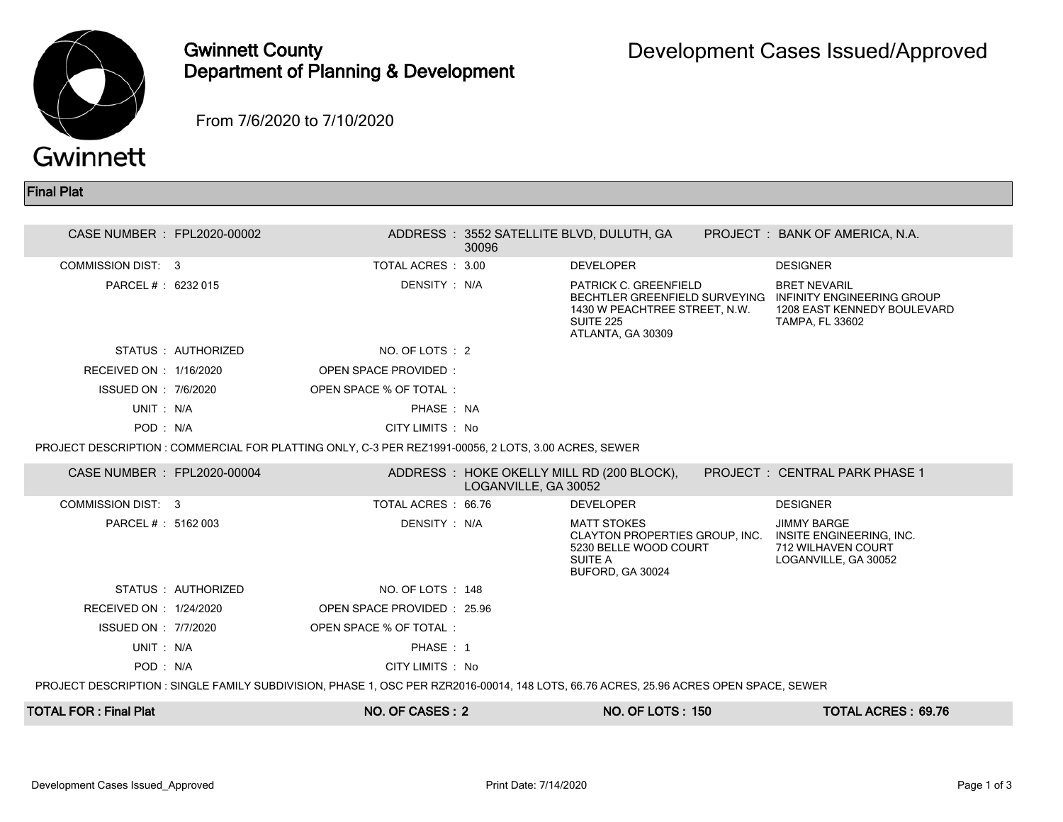# Gwinnett County Department of Planning & Development

## Development Cases Issued/Approved

From 7/6/2020 to 7/10/2020

## Final Plat

| | | | | | |
|---|---|---|---|---|---|
| CASE NUMBER : | FPL2020-00002 | ADDRESS : | 3552 SATELLITE BLVD, DULUTH, GA 30096 | PROJECT : | BANK OF AMERICA, N.A. |
| COMMISSION DIST: | 3 | TOTAL ACRES : | 3.00 | DEVELOPER | DESIGNER |
| PARCEL # : | 6232 015 | DENSITY : | N/A | PATRICK C. GREENFIELD<br>BECHTLER GREENFIELD SURVEYING<br>1430 W PEACHTREE STREET, N.W.<br>SUITE 225<br>ATLANTA, GA 30309 | BRET NEVARIL<br>INFINITY ENGINEERING GROUP<br>1208 EAST KENNEDY BOULEVARD<br>TAMPA, FL 33602 |
| STATUS : | AUTHORIZED | NO. OF LOTS : | 2 | | |
| RECEIVED ON : | 1/16/2020 | OPEN SPACE PROVIDED : | | | |
| ISSUED ON : | 7/6/2020 | OPEN SPACE % OF TOTAL : | | | |
| UNIT : | N/A | PHASE : | NA | | |
| POD : | N/A | CITY LIMITS : | No | | |

PROJECT DESCRIPTION : COMMERCIAL FOR PLATTING ONLY, C-3 PER REZ1991-00056, 2 LOTS, 3.00 ACRES, SEWER

| | | | | | |
|---|---|---|---|---|---|
| CASE NUMBER : | FPL2020-00004 | ADDRESS : | HOKE OKELLY MILL RD (200 BLOCK), LOGANVILLE, GA 30052 | PROJECT : | CENTRAL PARK PHASE 1 |
| COMMISSION DIST: | 3 | TOTAL ACRES : | 66.76 | DEVELOPER | DESIGNER |
| PARCEL # : | 5162 003 | DENSITY : | N/A | MATT STOKES<br>CLAYTON PROPERTIES GROUP, INC.<br>5230 BELLE WOOD COURT<br>SUITE A<br>BUFORD, GA 30024 | JIMMY BARGE<br>INSITE ENGINEERING, INC.<br>712 WILHAVEN COURT<br>LOGANVILLE, GA 30052 |
| STATUS : | AUTHORIZED | NO. OF LOTS : | 148 | | |
| RECEIVED ON : | 1/24/2020 | OPEN SPACE PROVIDED : | 25.96 | | |
| ISSUED ON : | 7/7/2020 | OPEN SPACE % OF TOTAL : | | | |
| UNIT : | N/A | PHASE : | 1 | | |
| POD : | N/A | CITY LIMITS : | No | | |

PROJECT DESCRIPTION : SINGLE FAMILY SUBDIVISION, PHASE 1, OSC PER RZR2016-00014, 148 LOTS, 66.76 ACRES, 25.96 ACRES OPEN SPACE, SEWER

**TOTAL FOR : Final Plat** | **NO. OF CASES : 2** | **NO. OF LOTS : 150** | **TOTAL ACRES : 69.76**

Print Date: 7/14/2020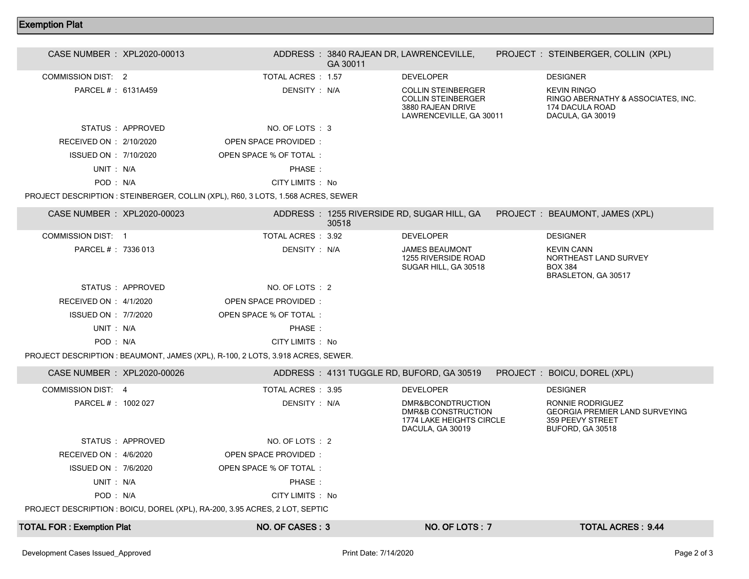## Exemption Plat

| CASE NUMBER : XPL2020-00013 | | ADDRESS : 3840 RAJEAN DR, LAWRENCEVILLE, GA 30011 | PROJECT : STEINBERGER, COLLIN (XPL) |
|---|---|---|---|
| COMMISSION DIST: 2 | TOTAL ACRES : 1.57 | DEVELOPER | DESIGNER |
| PARCEL # : 6131A459 | DENSITY : N/A | COLLIN STEINBERGER<br>COLLIN STEINBERGER<br>3880 RAJEAN DRIVE<br>LAWRENCEVILLE, GA 30011 | KEVIN RINGO<br>RINGO ABERNATHY & ASSOCIATES, INC.<br>174 DACULA ROAD<br>DACULA, GA 30019 |
| STATUS : APPROVED | NO. OF LOTS : 3 | | |
| RECEIVED ON : 2/10/2020 | OPEN SPACE PROVIDED : | | |
| ISSUED ON : 7/10/2020 | OPEN SPACE % OF TOTAL : | | |
| UNIT : N/A | PHASE : | | |
| POD : N/A | CITY LIMITS : No | | |

PROJECT DESCRIPTION : STEINBERGER, COLLIN (XPL), R60, 3 LOTS, 1.568 ACRES, SEWER

| CASE NUMBER : XPL2020-00023 | | ADDRESS : 1255 RIVERSIDE RD, SUGAR HILL, GA 30518 | PROJECT : BEAUMONT, JAMES (XPL) |
|---|---|---|---|
| COMMISSION DIST: 1 | TOTAL ACRES : 3.92 | DEVELOPER | DESIGNER |
| PARCEL # : 7336 013 | DENSITY : N/A | JAMES BEAUMONT<br>1255 RIVERSIDE ROAD<br>SUGAR HILL, GA 30518 | KEVIN CANN<br>NORTHEAST LAND SURVEY<br>BOX 384<br>BRASLETON, GA 30517 |
| STATUS : APPROVED | NO. OF LOTS : 2 | | |
| RECEIVED ON : 4/1/2020 | OPEN SPACE PROVIDED : | | |
| ISSUED ON : 7/7/2020 | OPEN SPACE % OF TOTAL : | | |
| UNIT : N/A | PHASE : | | |
| POD : N/A | CITY LIMITS : No | | |

PROJECT DESCRIPTION : BEAUMONT, JAMES (XPL), R-100, 2 LOTS, 3.918 ACRES, SEWER.

| CASE NUMBER : XPL2020-00026 | | ADDRESS : 4131 TUGGLE RD, BUFORD, GA 30519 | PROJECT : BOICU, DOREL (XPL) |
|---|---|---|---|
| COMMISSION DIST: 4 | TOTAL ACRES : 3.95 | DEVELOPER | DESIGNER |
| PARCEL # : 1002 027 | DENSITY : N/A | DMR&BCONDTRUCTION<br>DMR&B CONSTRUCTION<br>1774 LAKE HEIGHTS CIRCLE<br>DACULA, GA 30019 | RONNIE RODRIGUEZ<br>GEORGIA PREMIER LAND SURVEYING<br>359 PEEVY STREET<br>BUFORD, GA 30518 |
| STATUS : APPROVED | NO. OF LOTS : 2 | | |
| RECEIVED ON : 4/6/2020 | OPEN SPACE PROVIDED : | | |
| ISSUED ON : 7/6/2020 | OPEN SPACE % OF TOTAL : | | |
| UNIT : N/A | PHASE : | | |
| POD : N/A | CITY LIMITS : No | | |

PROJECT DESCRIPTION : BOICU, DOREL (XPL), RA-200, 3.95 ACRES, 2 LOT, SEPTIC

| **TOTAL FOR : Exemption Plat** | **NO. OF CASES : 3** | **NO. OF LOTS : 7** | **TOTAL ACRES : 9.44** |
|---|---|---|---|

Development Cases Issued_Approved | Print Date: 7/14/2020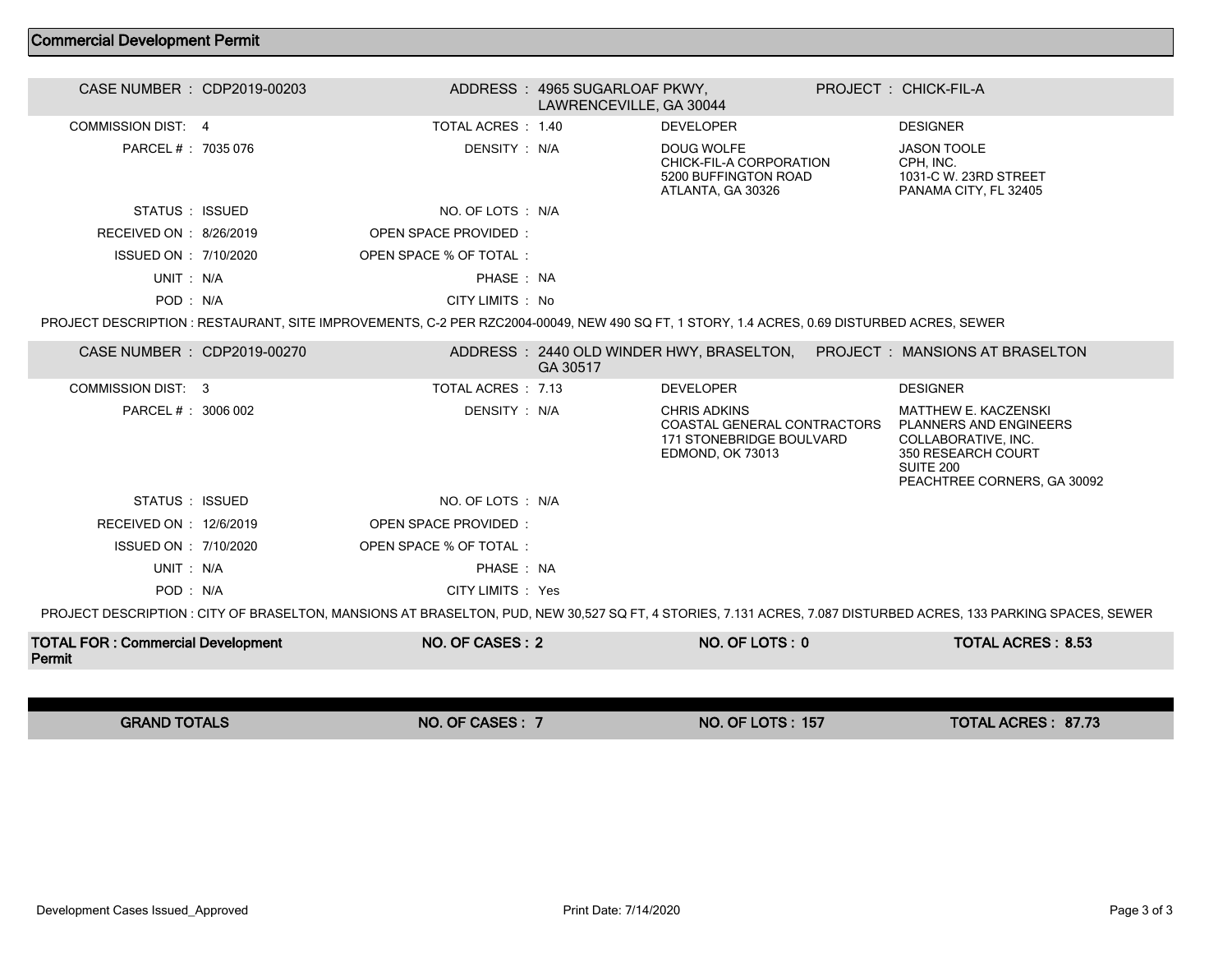## Commercial Development Permit

| | | | |
|---|---|---|---|
| CASE NUMBER : CDP2019-00203 | ADDRESS : 4965 SUGARLOAF PKWY, LAWRENCEVILLE, GA 30044 | PROJECT : CHICK-FIL-A | |
| COMMISSION DIST: 4 | TOTAL ACRES : 1.40 | DEVELOPER | DESIGNER |
| PARCEL # : 7035 076 | DENSITY : N/A | DOUG WOLFE<br>CHICK-FIL-A CORPORATION<br>5200 BUFFINGTON ROAD<br>ATLANTA, GA 30326 | JASON TOOLE<br>CPH, INC.<br>1031-C W. 23RD STREET<br>PANAMA CITY, FL 32405 |
| STATUS : ISSUED | NO. OF LOTS : N/A | | |
| RECEIVED ON : 8/26/2019 | OPEN SPACE PROVIDED : | | |
| ISSUED ON : 7/10/2020 | OPEN SPACE % OF TOTAL : | | |
| UNIT : N/A | PHASE : NA | | |
| POD : N/A | CITY LIMITS : No | | |

PROJECT DESCRIPTION : RESTAURANT, SITE IMPROVEMENTS, C-2 PER RZC2004-00049, NEW 490 SQ FT, 1 STORY, 1.4 ACRES, 0.69 DISTURBED ACRES, SEWER

| | | | |
|---|---|---|---|
| CASE NUMBER : CDP2019-00270 | ADDRESS : 2440 OLD WINDER HWY, BRASELTON, GA 30517 | PROJECT : MANSIONS AT BRASELTON | |
| COMMISSION DIST: 3 | TOTAL ACRES : 7.13 | DEVELOPER | DESIGNER |
| PARCEL # : 3006 002 | DENSITY : N/A | CHRIS ADKINS<br>COASTAL GENERAL CONTRACTORS<br>171 STONEBRIDGE BOULVARD<br>EDMOND, OK 73013 | MATTHEW E. KACZENSKI<br>PLANNERS AND ENGINEERS COLLABORATIVE, INC.<br>350 RESEARCH COURT<br>SUITE 200<br>PEACHTREE CORNERS, GA 30092 |
| STATUS : ISSUED | NO. OF LOTS : N/A | | |
| RECEIVED ON : 12/6/2019 | OPEN SPACE PROVIDED : | | |
| ISSUED ON : 7/10/2020 | OPEN SPACE % OF TOTAL : | | |
| UNIT : N/A | PHASE : NA | | |
| POD : N/A | CITY LIMITS : Yes | | |

PROJECT DESCRIPTION : CITY OF BRASELTON, MANSIONS AT BRASELTON, PUD, NEW 30,527 SQ FT, 4 STORIES, 7.131 ACRES, 7.087 DISTURBED ACRES, 133 PARKING SPACES, SEWER

| | | | |
|---|---|---|---|
| **TOTAL FOR : Commercial Development Permit** | **NO. OF CASES : 2** | **NO. OF LOTS : 0** | **TOTAL ACRES : 8.53** |

| | | | |
|---|---|---|---|
| **GRAND TOTALS** | **NO. OF CASES : 7** | **NO. OF LOTS : 157** | **TOTAL ACRES : 87.73** |

Development Cases Issued_Approved

Print Date: 7/14/2020